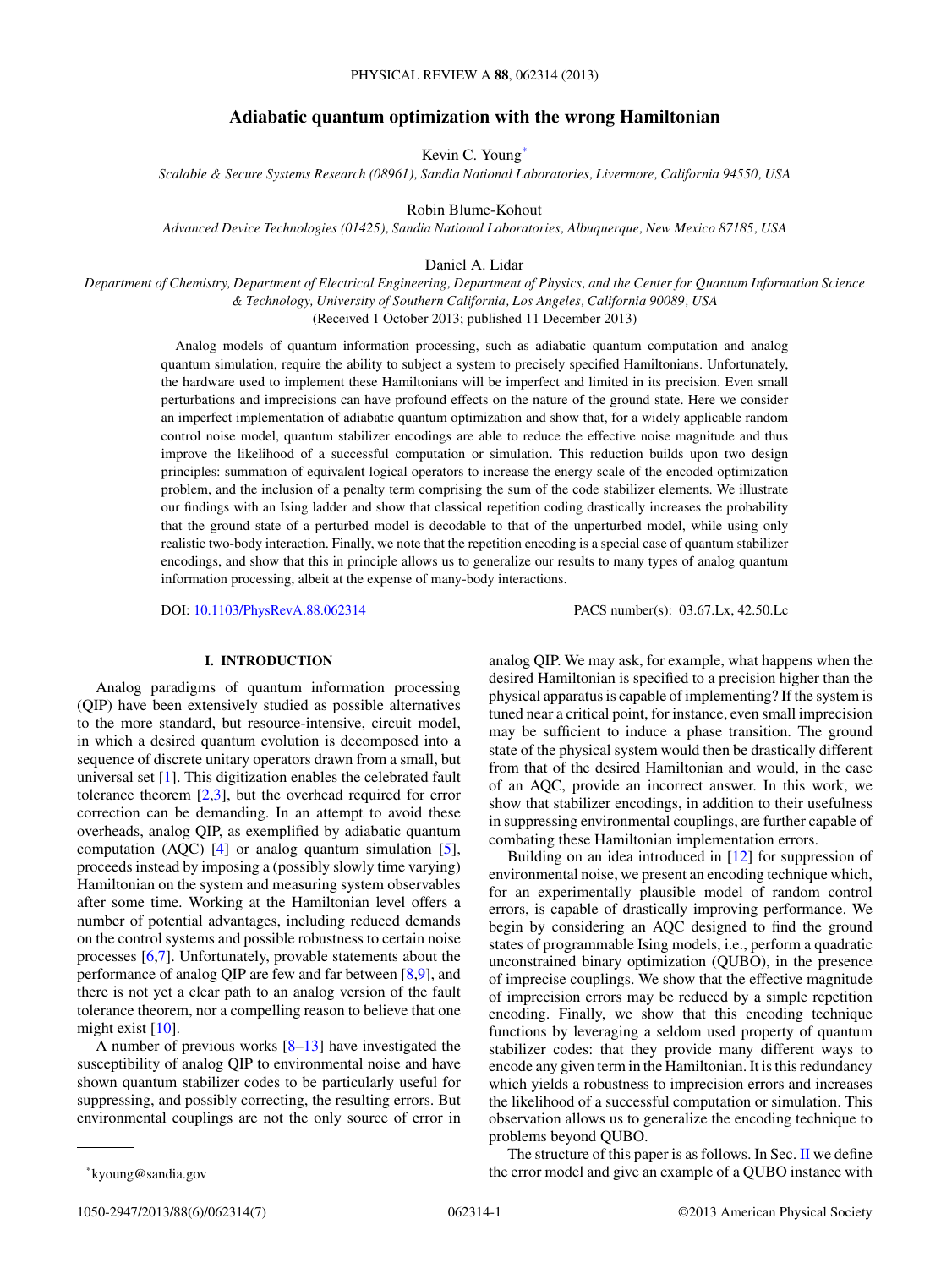# Adiabatic quantum optimization with the wrong Hamiltonian

Kevin C. Young[*]

*Scalable & Secure Systems Research (08961), Sandia National Laboratories, Livermore, California 94550, USA*

Robin Blume-Kohout

*Advanced Device Technologies (01425), Sandia National Laboratories, Albuquerque, New Mexico 87185, USA*

Daniel A. Lidar

*Department of Chemistry, Department of Electrical Engineering, Department of Physics, and the Center for Quantum Information Science & Technology, University of Southern California, Los Angeles, California 90089, USA*

(Received 1 October 2013; published 11 December 2013)

Analog models of quantum information processing, such as adiabatic quantum computation and analog quantum simulation, require the ability to subject a system to precisely specified Hamiltonians. Unfortunately, the hardware used to implement these Hamiltonians will be imperfect and limited in its precision. Even small perturbations and imprecisions can have profound effects on the nature of the ground state. Here we consider an imperfect implementation of adiabatic quantum optimization and show that, for a widely applicable random control noise model, quantum stabilizer encodings are able to reduce the effective noise magnitude and thus improve the likelihood of a successful computation or simulation. This reduction builds upon two design principles: summation of equivalent logical operators to increase the energy scale of the encoded optimization problem, and the inclusion of a penalty term comprising the sum of the code stabilizer elements. We illustrate our findings with an Ising ladder and show that classical repetition coding drastically increases the probability that the ground state of a perturbed model is decodable to that of the unperturbed model, while using only realistic two-body interaction. Finally, we note that the repetition encoding is a special case of quantum stabilizer encodings, and show that this in principle allows us to generalize our results to many types of analog quantum information processing, albeit at the expense of many-body interactions.

DOI: 10.1103/PhysRevA.88.062314 PACS number(s): 03.67.Lx, 42.50.Lc

## I. INTRODUCTION

Analog paradigms of quantum information processing (QIP) have been extensively studied as possible alternatives to the more standard, but resource-intensive, circuit model, in which a desired quantum evolution is decomposed into a sequence of discrete unitary operators drawn from a small, but universal set [1]. This digitization enables the celebrated fault tolerance theorem [2,3], but the overhead required for error correction can be demanding. In an attempt to avoid these overheads, analog QIP, as exemplified by adiabatic quantum computation (AQC) [4] or analog quantum simulation [5], proceeds instead by imposing a (possibly slowly time varying) Hamiltonian on the system and measuring system observables after some time. Working at the Hamiltonian level offers a number of potential advantages, including reduced demands on the control systems and possible robustness to certain noise processes [6,7]. Unfortunately, provable statements about the performance of analog QIP are few and far between [8,9], and there is not yet a clear path to an analog version of the fault tolerance theorem, nor a compelling reason to believe that one might exist [10].

A number of previous works [8–13] have investigated the susceptibility of analog QIP to environmental noise and have shown quantum stabilizer codes to be particularly useful for suppressing, and possibly correcting, the resulting errors. But environmental couplings are not the only source of error in analog QIP. We may ask, for example, what happens when the desired Hamiltonian is specified to a precision higher than the physical apparatus is capable of implementing? If the system is tuned near a critical point, for instance, even small imprecision may be sufficient to induce a phase transition. The ground state of the physical system would then be drastically different from that of the desired Hamiltonian and would, in the case of an AQC, provide an incorrect answer. In this work, we show that stabilizer encodings, in addition to their usefulness in suppressing environmental couplings, are further capable of combating these Hamiltonian implementation errors.

Building on an idea introduced in [12] for suppression of environmental noise, we present an encoding technique which, for an experimentally plausible model of random control errors, is capable of drastically improving performance. We begin by considering an AQC designed to find the ground states of programmable Ising models, i.e., perform a quadratic unconstrained binary optimization (QUBO), in the presence of imprecise couplings. We show that the effective magnitude of imprecision errors may be reduced by a simple repetition encoding. Finally, we show that this encoding technique functions by leveraging a seldom used property of quantum stabilizer codes: that they provide many different ways to encode any given term in the Hamiltonian. It is this redundancy which yields a robustness to imprecision errors and increases the likelihood of a successful computation or simulation. This observation allows us to generalize the encoding technique to problems beyond QUBO.

The structure of this paper is as follows. In Sec. II we define the error model and give an example of a QUBO instance with

[*] kyoung@sandia.gov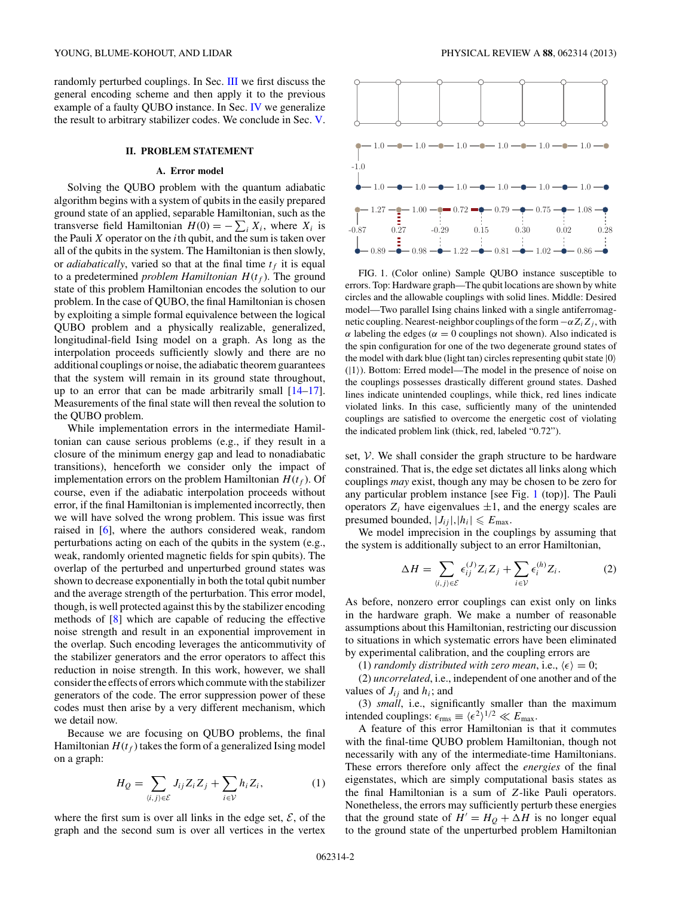randomly perturbed couplings. In Sec. III we first discuss the general encoding scheme and then apply it to the previous example of a faulty QUBO instance. In Sec. IV we generalize the result to arbitrary stabilizer codes. We conclude in Sec. V.

## II. PROBLEM STATEMENT

### A. Error model

Solving the QUBO problem with the quantum adiabatic algorithm begins with a system of qubits in the easily prepared ground state of an applied, separable Hamiltonian, such as the transverse field Hamiltonian $H(0) = -\sum_i X_i$, where $X_i$ is the Pauli $X$ operator on the $i$th qubit, and the sum is taken over all of the qubits in the system. The Hamiltonian is then slowly, or *adiabatically*, varied so that at the final time $t_f$ it is equal to a predetermined *problem Hamiltonian* $H(t_f)$. The ground state of this problem Hamiltonian encodes the solution to our problem. In the case of QUBO, the final Hamiltonian is chosen by exploiting a simple formal equivalence between the logical QUBO problem and a physically realizable, generalized, longitudinal-field Ising model on a graph. As long as the interpolation proceeds sufficiently slowly and there are no additional couplings or noise, the adiabatic theorem guarantees that the system will remain in its ground state throughout, up to an error that can be made arbitrarily small [14–17]. Measurements of the final state will then reveal the solution to the QUBO problem.

While implementation errors in the intermediate Hamiltonian can cause serious problems (e.g., if they result in a closure of the minimum energy gap and lead to nonadiabatic transitions), henceforth we consider only the impact of implementation errors on the problem Hamiltonian $H(t_f)$. Of course, even if the adiabatic interpolation proceeds without error, if the final Hamiltonian is implemented incorrectly, then we will have solved the wrong problem. This issue was first raised in [6], where the authors considered weak, random perturbations acting on each of the qubits in the system (e.g., weak, randomly oriented magnetic fields for spin qubits). The overlap of the perturbed and unperturbed ground states was shown to decrease exponentially in both the total qubit number and the average strength of the perturbation. This error model, though, is well protected against this by the stabilizer encoding methods of [8] which are capable of reducing the effective noise strength and result in an exponential improvement in the overlap. Such encoding leverages the anticommutivity of the stabilizer generators and the error operators to affect this reduction in noise strength. In this work, however, we shall consider the effects of errors which commute with the stabilizer generators of the code. The error suppression power of these codes must then arise by a very different mechanism, which we detail now.

Because we are focusing on QUBO problems, the final Hamiltonian $H(t_f)$ takes the form of a generalized Ising model on a graph:

$$H_Q = \sum_{\langle i,j\rangle \in \mathcal{E}} J_{ij} Z_i Z_j + \sum_{i\in\mathcal{V}} h_i Z_i, \tag{1}$$

where the first sum is over all links in the edge set, $\mathcal{E}$, of the graph and the second sum is over all vertices in the vertex set, $\mathcal{V}$. We shall consider the graph structure to be hardware constrained. That is, the edge set dictates all links along which couplings *may* exist, though any may be chosen to be zero for any particular problem instance [see Fig. 1 (top)]. The Pauli operators $Z_i$ have eigenvalues $\pm 1$, and the energy scales are presumed bounded, $|J_{ij}|, |h_i| \leqslant E_{\max}$.

FIG. 1. (Color online) Sample QUBO instance susceptible to errors. Top: Hardware graph—The qubit locations are shown by white circles and the allowable couplings with solid lines. Middle: Desired model—Two parallel Ising chains linked with a single antiferromagnetic coupling. Nearest-neighbor couplings of the form $-\alpha Z_i Z_j$, with $\alpha$ labeling the edges ($\alpha = 0$ couplings not shown). Also indicated is the spin configuration for one of the two degenerate ground states of the model with dark blue (light tan) circles representing qubit state $|0\rangle$ ($|1\rangle$). Bottom: Erred model—The model in the presence of noise on the couplings possesses drastically different ground states. Dashed lines indicate unintended couplings, while thick, red lines indicate violated links. In this case, sufficiently many of the unintended couplings are satisfied to overcome the energetic cost of violating the indicated problem link (thick, red, labeled "0.72").

We model imprecision in the couplings by assuming that the system is additionally subject to an error Hamiltonian,

$$\Delta H = \sum_{\langle i,j\rangle\in\mathcal{E}} \epsilon_{ij}^{(J)} Z_i Z_j + \sum_{i\in\mathcal{V}} \epsilon_i^{(h)} Z_i. \tag{2}$$

As before, nonzero error couplings can exist only on links in the hardware graph. We make a number of reasonable assumptions about this Hamiltonian, restricting our discussion to situations in which systematic errors have been eliminated by experimental calibration, and the coupling errors are

(1) *randomly distributed with zero mean*, i.e., $\langle\epsilon\rangle = 0$;

(2) *uncorrelated*, i.e., independent of one another and of the values of $J_{ij}$ and $h_i$; and

(3) *small*, i.e., significantly smaller than the maximum intended couplings: $\epsilon_{\text{rms}} \equiv \langle\epsilon^2\rangle^{1/2} \ll E_{\max}$.

A feature of this error Hamiltonian is that it commutes with the final-time QUBO problem Hamiltonian, though not necessarily with any of the intermediate-time Hamiltonians. These errors therefore only affect the *energies* of the final eigenstates, which are simply computational basis states as the final Hamiltonian is a sum of $Z$-like Pauli operators. Nonetheless, the errors may sufficiently perturb these energies that the ground state of $H' = H_Q + \Delta H$ is no longer equal to the ground state of the unperturbed problem Hamiltonian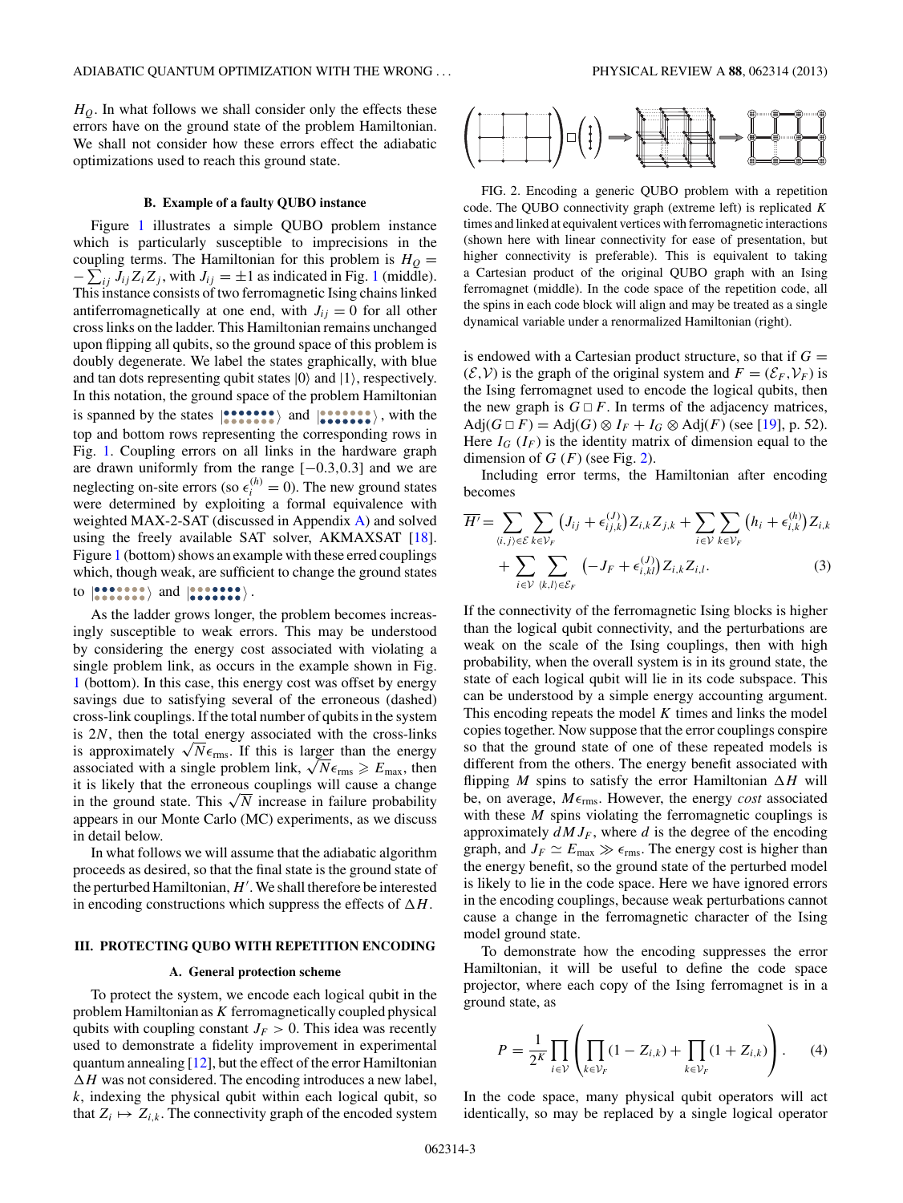$H_Q$. In what follows we shall consider only the effects these errors have on the ground state of the problem Hamiltonian. We shall not consider how these errors effect the adiabatic optimizations used to reach this ground state.

### B. Example of a faulty QUBO instance

Figure 1 illustrates a simple QUBO problem instance which is particularly susceptible to imprecisions in the coupling terms. The Hamiltonian for this problem is $H_Q = -\sum_{ij} J_{ij} Z_i Z_j$, with $J_{ij} = \pm 1$ as indicated in Fig. 1 (middle). This instance consists of two ferromagnetic Ising chains linked antiferromagnetically at one end, with $J_{ij} = 0$ for all other cross links on the ladder. This Hamiltonian remains unchanged upon flipping all qubits, so the ground space of this problem is doubly degenerate. We label the states graphically, with blue and tan dots representing qubit states $|0\rangle$ and $|1\rangle$, respectively. In this notation, the ground space of the problem Hamiltonian is spanned by the states $|\cdots\rangle$ and $|\cdots\rangle$, with the top and bottom rows representing the corresponding rows in Fig. 1. Coupling errors on all links in the hardware graph are drawn uniformly from the range $[-0.3, 0.3]$ and we are neglecting on-site errors (so $\epsilon_i^{(h)} = 0$). The new ground states were determined by exploiting a formal equivalence with weighted MAX-2-SAT (discussed in Appendix A) and solved using the freely available SAT solver, AKMAXSAT [18]. Figure 1 (bottom) shows an example with these erred couplings which, though weak, are sufficient to change the ground states to $|\cdots\rangle$ and $|\cdots\rangle$.

As the ladder grows longer, the problem becomes increasingly susceptible to weak errors. This may be understood by considering the energy cost associated with violating a single problem link, as occurs in the example shown in Fig. 1 (bottom). In this case, this energy cost was offset by energy savings due to satisfying several of the erroneous (dashed) cross-link couplings. If the total number of qubits in the system is $2N$, then the total energy associated with the cross-links is approximately $\sqrt{N}\epsilon_{\text{rms}}$. If this is larger than the energy associated with a single problem link, $\sqrt{N}\epsilon_{\text{rms}} \geqslant E_{\max}$, then it is likely that the erroneous couplings will cause a change in the ground state. This $\sqrt{N}$ increase in failure probability appears in our Monte Carlo (MC) experiments, as we discuss in detail below.

In what follows we will assume that the adiabatic algorithm proceeds as desired, so that the final state is the ground state of the perturbed Hamiltonian, $H'$. We shall therefore be interested in encoding constructions which suppress the effects of $\Delta H$.

## III. PROTECTING QUBO WITH REPETITION ENCODING

### A. General protection scheme

To protect the system, we encode each logical qubit in the problem Hamiltonian as $K$ ferromagnetically coupled physical qubits with coupling constant $J_F > 0$. This idea was recently used to demonstrate a fidelity improvement in experimental quantum annealing [12], but the effect of the error Hamiltonian $\Delta H$ was not considered. The encoding introduces a new label, $k$, indexing the physical qubit within each logical qubit, so that $Z_i \mapsto Z_{i,k}$. The connectivity graph of the encoded system is endowed with a Cartesian product structure, so that if $G = (\mathcal{E}, \mathcal{V})$ is the graph of the original system and $F = (\mathcal{E}_F, \mathcal{V}_F)$ is the Ising ferromagnet used to encode the logical qubits, then the new graph is $G \,\square\, F$. In terms of the adjacency matrices, $\text{Adj}(G \,\square\, F) = \text{Adj}(G) \otimes I_F + I_G \otimes \text{Adj}(F)$ (see [19], p. 52). Here $I_G$ ($I_F$) is the identity matrix of dimension equal to the dimension of $G$ ($F$) (see Fig. 2).

FIG. 2. Encoding a generic QUBO problem with a repetition code. The QUBO connectivity graph (extreme left) is replicated $K$ times and linked at equivalent vertices with ferromagnetic interactions (shown here with linear connectivity for ease of presentation, but higher connectivity is preferable). This is equivalent to taking a Cartesian product of the original QUBO graph with an Ising ferromagnet (middle). In the code space of the repetition code, all the spins in each code block will align and may be treated as a single dynamical variable under a renormalized Hamiltonian (right).

Including error terms, the Hamiltonian after encoding becomes

$$\overline{H'} = \sum_{\langle i,j\rangle \in \mathcal{E}} \sum_{k \in \mathcal{V}_F} \left(J_{ij} + \epsilon_{ij,k}^{(J)}\right) Z_{i,k} Z_{j,k} + \sum_{i \in \mathcal{V}} \sum_{k \in \mathcal{V}_F} \left(h_i + \epsilon_{i,k}^{(h)}\right) Z_{i,k} + \sum_{i \in \mathcal{V}} \sum_{\langle k,l\rangle \in \mathcal{E}_F} \left(-J_F + \epsilon_{i,kl}^{(J)}\right) Z_{i,k} Z_{i,l}. \tag{3}$$

If the connectivity of the ferromagnetic Ising blocks is higher than the logical qubit connectivity, and the perturbations are weak on the scale of the Ising couplings, then with high probability, when the overall system is in its ground state, the state of each logical qubit will lie in its code subspace. This can be understood by a simple energy accounting argument. This encoding repeats the model $K$ times and links the model copies together. Now suppose that the error couplings conspire so that the ground state of one of these repeated models is different from the others. The energy benefit associated with flipping $M$ spins to satisfy the error Hamiltonian $\Delta H$ will be, on average, $M\epsilon_{\text{rms}}$. However, the energy *cost* associated with these $M$ spins violating the ferromagnetic couplings is approximately $dMJ_F$, where $d$ is the degree of the encoding graph, and $J_F \simeq E_{\max} \gg \epsilon_{\text{rms}}$. The energy cost is higher than the energy benefit, so the ground state of the perturbed model is likely to lie in the code space. Here we have ignored errors in the encoding couplings, because weak perturbations cannot cause a change in the ferromagnetic character of the Ising model ground state.

To demonstrate how the encoding suppresses the error Hamiltonian, it will be useful to define the code space projector, where each copy of the Ising ferromagnet is in a ground state, as

$$P = \frac{1}{2^K} \prod_{i \in \mathcal{V}} \left( \prod_{k \in \mathcal{V}_F} (1 - Z_{i,k}) + \prod_{k \in \mathcal{V}_F} (1 + Z_{i,k}) \right). \tag{4}$$

In the code space, many physical qubit operators will act identically, so may be replaced by a single logical operator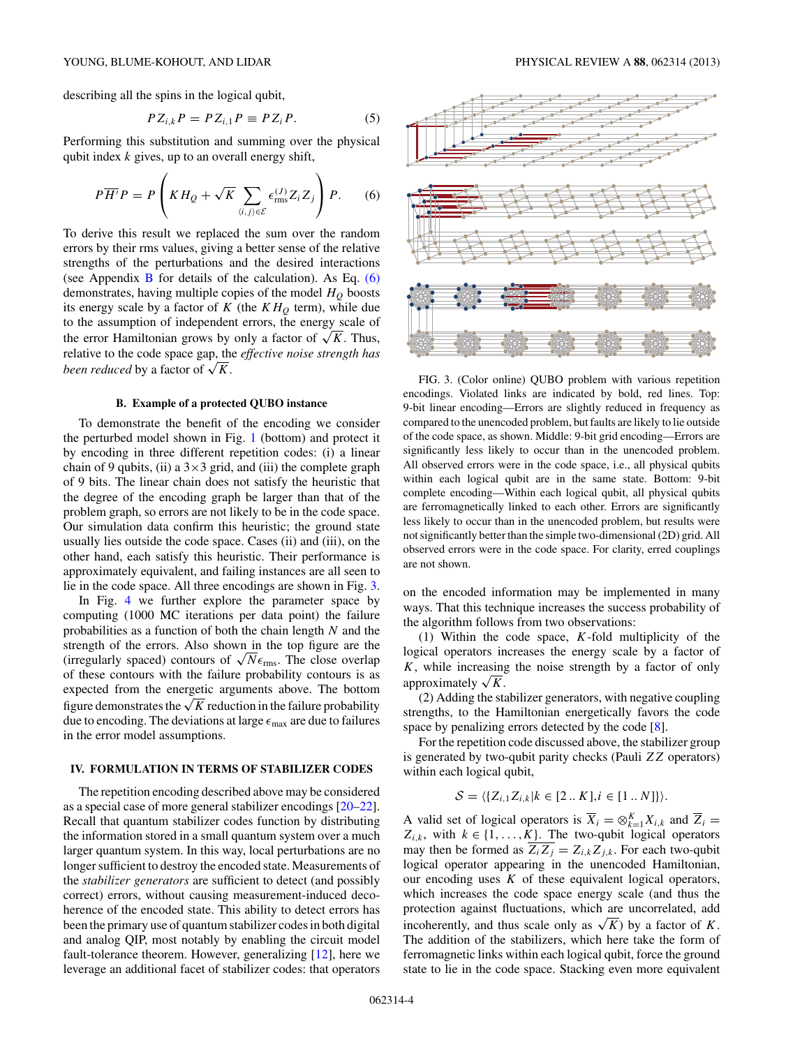describing all the spins in the logical qubit,

$$PZ_{i,k}P = PZ_{i,1}P \equiv PZ_iP. \tag{5}$$

Performing this substitution and summing over the physical qubit index $k$ gives, up to an overall energy shift,

$$P\overline{H'}P = P\left(KH_Q + \sqrt{K}\sum_{\langle i,j\rangle\in\mathcal{E}} \epsilon_{\rm rms}^{(J)} Z_i Z_j\right)P. \tag{6}$$

To derive this result we replaced the sum over the random errors by their rms values, giving a better sense of the relative strengths of the perturbations and the desired interactions (see Appendix B for details of the calculation). As Eq. (6) demonstrates, having multiple copies of the model $H_Q$ boosts its energy scale by a factor of $K$ (the $KH_Q$ term), while due to the assumption of independent errors, the energy scale of the error Hamiltonian grows by only a factor of $\sqrt{K}$. Thus, relative to the code space gap, the *effective noise strength has been reduced* by a factor of $\sqrt{K}$.

### B. Example of a protected QUBO instance

To demonstrate the benefit of the encoding we consider the perturbed model shown in Fig. 1 (bottom) and protect it by encoding in three different repetition codes: (i) a linear chain of 9 qubits, (ii) a $3\times3$ grid, and (iii) the complete graph of 9 bits. The linear chain does not satisfy the heuristic that the degree of the encoding graph be larger than that of the problem graph, so errors are not likely to be in the code space. Our simulation data confirm this heuristic; the ground state usually lies outside the code space. Cases (ii) and (iii), on the other hand, each satisfy this heuristic. Their performance is approximately equivalent, and failing instances are all seen to lie in the code space. All three encodings are shown in Fig. 3.

In Fig. 4 we further explore the parameter space by computing (1000 MC iterations per data point) the failure probabilities as a function of both the chain length $N$ and the strength of the errors. Also shown in the top figure are the (irregularly spaced) contours of $\sqrt{N}\epsilon_{\rm rms}$. The close overlap of these contours with the failure probability contours is as expected from the energetic arguments above. The bottom figure demonstrates the $\sqrt{K}$ reduction in the failure probability due to encoding. The deviations at large $\epsilon_{\rm max}$ are due to failures in the error model assumptions.

FIG. 3. (Color online) QUBO problem with various repetition encodings. Violated links are indicated by bold, red lines. Top: 9-bit linear encoding—Errors are slightly reduced in frequency as compared to the unencoded problem, but faults are likely to lie outside of the code space, as shown. Middle: 9-bit grid encoding—Errors are significantly less likely to occur than in the unencoded problem. All observed errors were in the code space, i.e., all physical qubits within each logical qubit are in the same state. Bottom: 9-bit complete encoding—Within each logical qubit, all physical qubits are ferromagnetically linked to each other. Errors are significantly less likely to occur than in the unencoded problem, but results were not significantly better than the simple two-dimensional (2D) grid. All observed errors were in the code space. For clarity, erred couplings are not shown.

## IV. FORMULATION IN TERMS OF STABILIZER CODES

The repetition encoding described above may be considered as a special case of more general stabilizer encodings [20–22]. Recall that quantum stabilizer codes function by distributing the information stored in a small quantum system over a much larger quantum system. In this way, local perturbations are no longer sufficient to destroy the encoded state. Measurements of the *stabilizer generators* are sufficient to detect (and possibly correct) errors, without causing measurement-induced decoherence of the encoded state. This ability to detect errors has been the primary use of quantum stabilizer codes in both digital and analog QIP, most notably by enabling the circuit model fault-tolerance theorem. However, generalizing [12], here we leverage an additional facet of stabilizer codes: that operators on the encoded information may be implemented in many ways. That this technique increases the success probability of the algorithm follows from two observations:

(1) Within the code space, $K$-fold multiplicity of the logical operators increases the energy scale by a factor of $K$, while increasing the noise strength by a factor of only approximately $\sqrt{K}$.

(2) Adding the stabilizer generators, with negative coupling strengths, to the Hamiltonian energetically favors the code space by penalizing errors detected by the code [8].

For the repetition code discussed above, the stabilizer group is generated by two-qubit parity checks (Pauli $ZZ$ operators) within each logical qubit,

$$\mathcal{S} = \langle \{Z_{i,1}Z_{i,k} | k\in[2\,..\,K], i\in[1\,..\,N]\}\rangle.$$

A valid set of logical operators is $\overline{X}_i = \otimes_{k=1}^K X_{i,k}$ and $\overline{Z}_i = Z_{i,k}$, with $k\in\{1,\ldots,K\}$. The two-qubit logical operators may then be formed as $\overline{Z_iZ_j} = Z_{i,k}Z_{j,k}$. For each two-qubit logical operator appearing in the unencoded Hamiltonian, our encoding uses $K$ of these equivalent logical operators, which increases the code space energy scale (and thus the protection against fluctuations, which are uncorrelated, add incoherently, and thus scale only as $\sqrt{K}$) by a factor of $K$. The addition of the stabilizers, which here take the form of ferromagnetic links within each logical qubit, force the ground state to lie in the code space. Stacking even more equivalent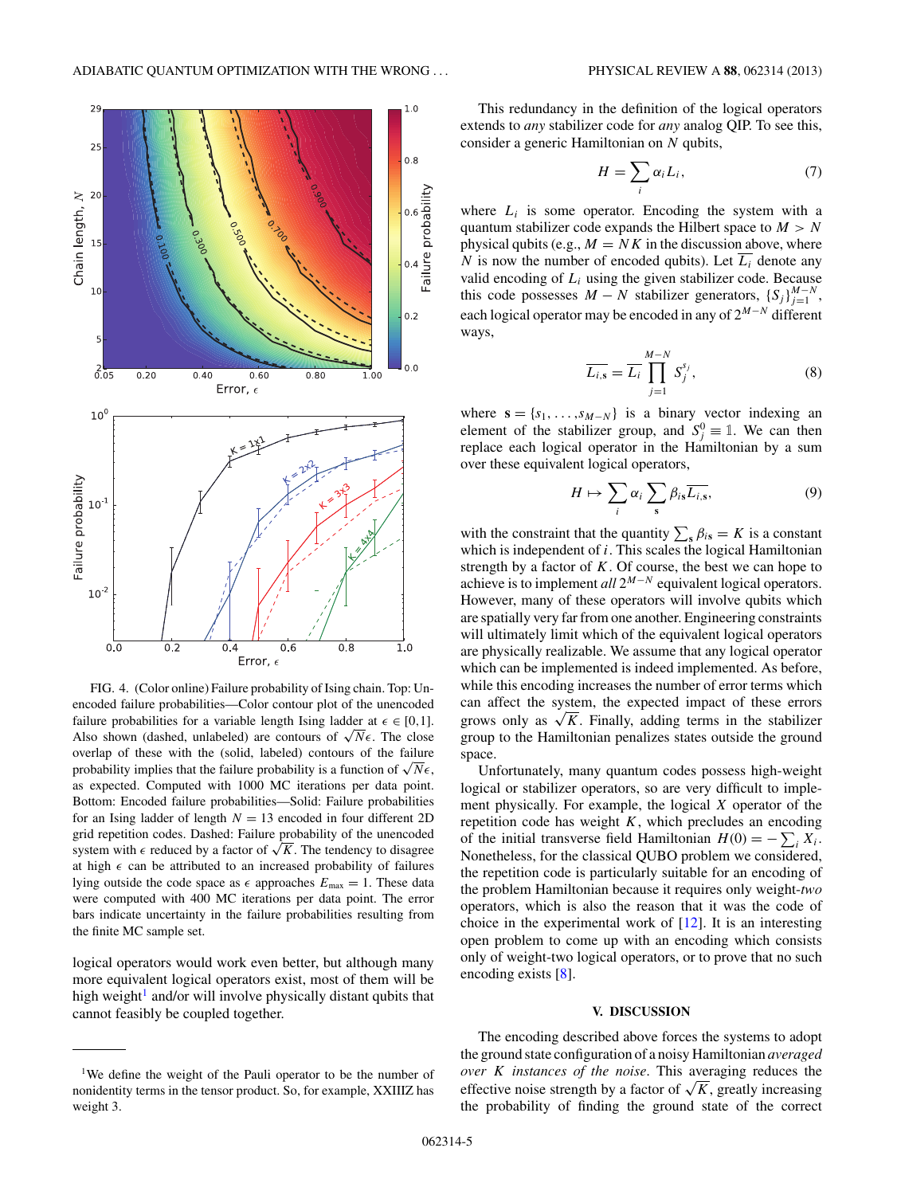FIG. 4. (Color online) Failure probability of Ising chain. Top: Unencoded failure probabilities—Color contour plot of the unencoded failure probabilities for a variable length Ising ladder at $\epsilon \in [0,1]$. Also shown (dashed, unlabeled) are contours of $\sqrt{N}\epsilon$. The close overlap of these with the (solid, labeled) contours of the failure probability implies that the failure probability is a function of $\sqrt{N}\epsilon$, as expected. Computed with 1000 MC iterations per data point. Bottom: Encoded failure probabilities—Solid: Failure probabilities for an Ising ladder of length $N = 13$ encoded in four different 2D grid repetition codes. Dashed: Failure probability of the unencoded system with $\epsilon$ reduced by a factor of $\sqrt{K}$. The tendency to disagree at high $\epsilon$ can be attributed to an increased probability of failures lying outside the code space as $\epsilon$ approaches $E_{\max} = 1$. These data were computed with 400 MC iterations per data point. The error bars indicate uncertainty in the failure probabilities resulting from the finite MC sample set.

logical operators would work even better, but although many more equivalent logical operators exist, most of them will be high weight[1] and/or will involve physically distant qubits that cannot feasibly be coupled together.

This redundancy in the definition of the logical operators extends to *any* stabilizer code for *any* analog QIP. To see this, consider a generic Hamiltonian on $N$ qubits,

$$H = \sum_i \alpha_i L_i, \tag{7}$$

where $L_i$ is some operator. Encoding the system with a quantum stabilizer code expands the Hilbert space to $M > N$ physical qubits (e.g., $M = NK$ in the discussion above, where $N$ is now the number of encoded qubits). Let $\overline{L_i}$ denote any valid encoding of $L_i$ using the given stabilizer code. Because this code possesses $M - N$ stabilizer generators, $\{S_j\}_{j=1}^{M-N}$, each logical operator may be encoded in any of $2^{M-N}$ different ways,

$$\overline{L_{i,\mathbf{s}}} = \overline{L_i} \prod_{j=1}^{M-N} S_j^{s_j}, \tag{8}$$

where $\mathbf{s} = \{s_1, \ldots, s_{M-N}\}$ is a binary vector indexing an element of the stabilizer group, and $S_j^0 \equiv \mathbb{1}$. We can then replace each logical operator in the Hamiltonian by a sum over these equivalent logical operators,

$$H \mapsto \sum_i \alpha_i \sum_{\mathbf{s}} \beta_{i\mathbf{s}} \overline{L_{i,\mathbf{s}}}, \tag{9}$$

with the constraint that the quantity $\sum_{\mathbf{s}} \beta_{i\mathbf{s}} = K$ is a constant which is independent of $i$. This scales the logical Hamiltonian strength by a factor of $K$. Of course, the best we can hope to achieve is to implement *all* $2^{M-N}$ equivalent logical operators. However, many of these operators will involve qubits which are spatially very far from one another. Engineering constraints will ultimately limit which of the equivalent logical operator are physically realizable. We assume that any logical operator which can be implemented is indeed implemented. As before, while this encoding increases the number of error terms which can affect the system, the expected impact of these errors grows only as $\sqrt{K}$. Finally, adding terms in the stabilizer group to the Hamiltonian penalizes states outside the ground space.

Unfortunately, many quantum codes possess high-weight logical or stabilizer operators, so are very difficult to implement physically. For example, the logical $X$ operator of the repetition code has weight $K$, which precludes an encoding of the initial transverse field Hamiltonian $H(0) = -\sum_i X_i$. Nonetheless, for the classical QUBO problem we considered, the repetition code is particularly suitable for an encoding of the problem Hamiltonian because it requires only weight-*two* operators, which is also the reason that it was the code of choice in the experimental work of [12]. It is an interesting open problem to come up with an encoding which consists only of weight-two logical operators, or to prove that no such encoding exists [8].

## V. DISCUSSION

The encoding described above forces the systems to adopt the ground state configuration of a noisy Hamiltonian *averaged over $K$ instances of the noise*. This averaging reduces the effective noise strength by a factor of $\sqrt{K}$, greatly increasing the probability of finding the ground state of the correct

[1] We define the weight of the Pauli operator to be the number of nonidentity terms in the tensor product. So, for example, XXIIIZ has weight 3.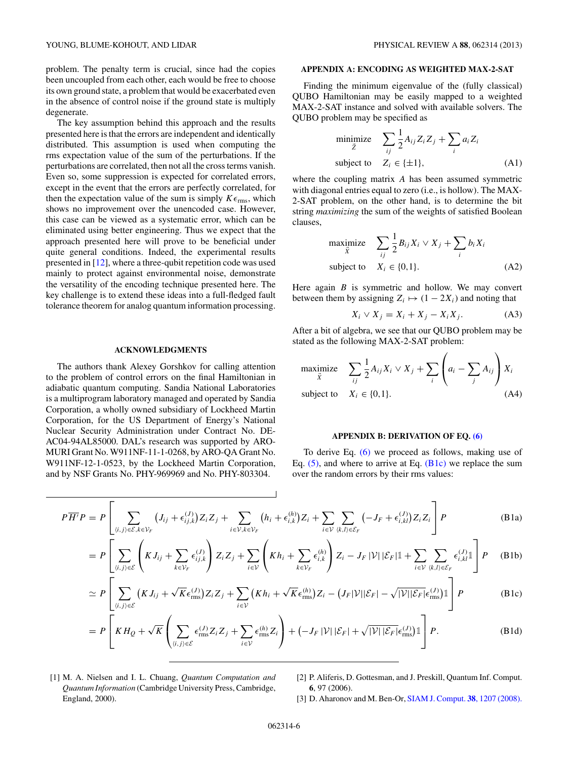problem. The penalty term is crucial, since had the copies been uncoupled from each other, each would be free to choose its own ground state, a problem that would be exacerbated even in the absence of control noise if the ground state is multiply degenerate.

The key assumption behind this approach and the results presented here is that the errors are independent and identically distributed. This assumption is used when computing the rms expectation value of the sum of the perturbations. If the perturbations are correlated, then not all the cross terms vanish. Even so, some suppression is expected for correlated errors, except in the event that the errors are perfectly correlated, for then the expectation value of the sum is simply $K\epsilon_{\text{rms}}$, which shows no improvement over the unencoded case. However, this case can be viewed as a systematic error, which can be eliminated using better engineering. Thus we expect that the approach presented here will prove to be beneficial under quite general conditions. Indeed, the experimental results presented in [12], where a three-qubit repetition code was used mainly to protect against environmental noise, demonstrate the versatility of the encoding technique presented here. The key challenge is to extend these ideas into a full-fledged fault tolerance theorem for analog quantum information processing.

## ACKNOWLEDGMENTS

The authors thank Alexey Gorshkov for calling attention to the problem of control errors on the final Hamiltonian in adiabatic quantum computing. Sandia National Laboratories is a multiprogram laboratory managed and operated by Sandia Corporation, a wholly owned subsidiary of Lockheed Martin Corporation, for the US Department of Energy's National Nuclear Security Administration under Contract No. DE-AC04-94AL85000. DAL's research was supported by ARO-MURI Grant No. W911NF-11-1-0268, by ARO-QA Grant No. W911NF-12-1-0523, by the Lockheed Martin Corporation, and by NSF Grants No. PHY-969969 and No. PHY-803304.

## APPENDIX A: ENCODING AS WEIGHTED MAX-2-SAT

Finding the minimum eigenvalue of the (fully classical) QUBO Hamiltonian may be easily mapped to a weighted MAX-2-SAT instance and solved with available solvers. The QUBO problem may be specified as

$$\begin{aligned} \underset{\vec{Z}}{\text{minimize}} \quad & \sum_{ij} \frac{1}{2} A_{ij} Z_i Z_j + \sum_i a_i Z_i \\ \text{subject to} \quad & Z_i \in \{\pm 1\}, \end{aligned} \tag{A1}$$

where the coupling matrix $A$ has been assumed symmetric with diagonal entries equal to zero (i.e., is hollow). The MAX-2-SAT problem, on the other hand, is to determine the bit string *maximizing* the sum of the weights of satisfied Boolean clauses,

$$\begin{aligned} \underset{\vec{X}}{\text{maximize}} \quad & \sum_{ij} \frac{1}{2} B_{ij} X_i \vee X_j + \sum_i b_i X_i \\ \text{subject to} \quad & X_i \in \{0,1\}. \end{aligned} \tag{A2}$$

Here again $B$ is symmetric and hollow. We may convert between them by assigning $Z_i \mapsto (1 - 2X_i)$ and noting that

$$X_i \vee X_j = X_i + X_j - X_i X_j. \tag{A3}$$

After a bit of algebra, we see that our QUBO problem may be stated as the following MAX-2-SAT problem:

$$\begin{aligned} \underset{\vec{X}}{\text{maximize}} \quad & \sum_{ij} \frac{1}{2} A_{ij} X_i \vee X_j + \sum_i \left( a_i - \sum_j A_{ij} \right) X_i \\ \text{subject to} \quad & X_i \in \{0,1\}. \end{aligned} \tag{A4}$$

## APPENDIX B: DERIVATION OF EQ. (6)

To derive Eq. (6) we proceed as follows, making use of Eq. (5), and where to arrive at Eq. (B1c) we replace the sum over the random errors by their rms values:

$$P\overline{H}'P = P\left[\sum_{\langle i,j\rangle\in\mathcal{E},k\in\mathcal{V}_F} \left(J_{ij} + \epsilon^{(J)}_{ij,k}\right) Z_i Z_j + \sum_{i\in\mathcal{V},k\in\mathcal{V}_F} \left(h_i + \epsilon^{(h)}_{i,k}\right) Z_i + \sum_{i\in\mathcal{V}} \sum_{\langle k,l\rangle\in\mathcal{E}_F} \left(-J_F + \epsilon^{(J)}_{i,kl}\right) Z_i Z_i\right] P \tag{B1a}$$

$$= P\left[\sum_{\langle i,j\rangle\in\mathcal{E}} \left(KJ_{ij} + \sum_{k\in\mathcal{V}_F} \epsilon^{(J)}_{ij,k}\right) Z_i Z_j + \sum_{i\in\mathcal{V}} \left(Kh_i + \sum_{k\in\mathcal{V}_F} \epsilon^{(h)}_{i,k}\right) Z_i - J_F\,|\mathcal{V}|\,|\mathcal{E}_F|\mathbb{1} + \sum_{i\in\mathcal{V}} \sum_{\langle k,l\rangle\in\mathcal{E}_F} \epsilon^{(J)}_{i,kl}\mathbb{1}\right] P \tag{B1b}$$

$$\simeq P\left[\sum_{\langle i,j\rangle\in\mathcal{E}} \left(KJ_{ij} + \sqrt{K}\epsilon^{(J)}_{\text{rms}}\right) Z_i Z_j + \sum_{i\in\mathcal{V}} \left(Kh_i + \sqrt{K}\epsilon^{(h)}_{\text{rms}}\right) Z_i - \left(J_F|\mathcal{V}||\mathcal{E}_F| - \sqrt{|\mathcal{V}||\mathcal{E}_F|}\epsilon^{(J)}_{\text{rms}}\right)\mathbb{1}\right] P \tag{B1c}$$

$$= P\left[KH_Q + \sqrt{K}\left(\sum_{\langle i,j\rangle\in\mathcal{E}} \epsilon^{(J)}_{\text{rms}} Z_i Z_j + \sum_{i\in\mathcal{V}} \epsilon^{(h)}_{\text{rms}} Z_i\right) + \left(-J_F\,|\mathcal{V}|\,|\mathcal{E}_F| + \sqrt{|\mathcal{V}|\,|\mathcal{E}_F|}\epsilon^{(J)}_{\text{rms}}\right)\mathbb{1}\right] P. \tag{B1d}$$

---

[1] M. A. Nielsen and I. L. Chuang, *Quantum Computation and Quantum Information* (Cambridge University Press, Cambridge, England, 2000).

[2] P. Aliferis, D. Gottesman, and J. Preskill, Quantum Inf. Comput. **6**, 97 (2006).

[3] D. Aharonov and M. Ben-Or, SIAM J. Comput. **38**, 1207 (2008).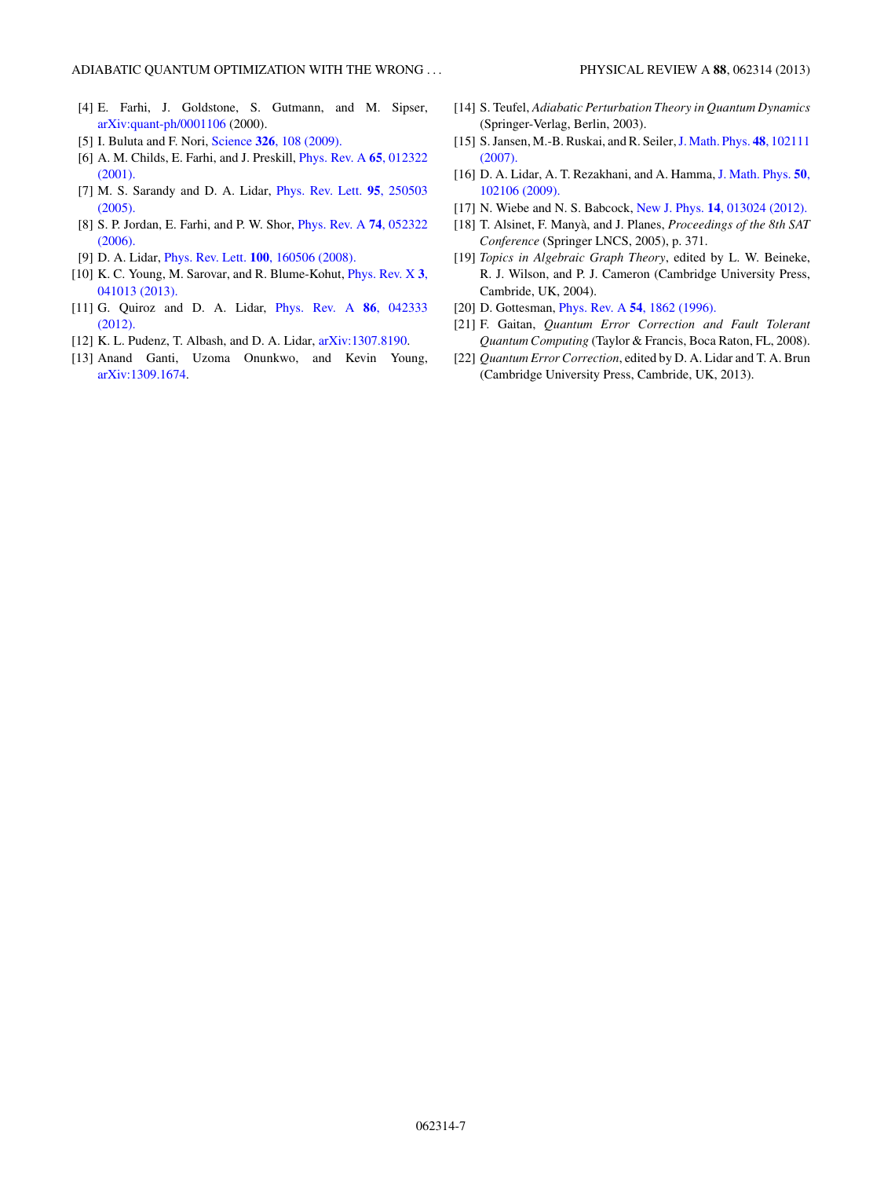[4] E. Farhi, J. Goldstone, S. Gutmann, and M. Sipser, arXiv:quant-ph/0001106 (2000).

[5] I. Buluta and F. Nori, Science **326**, 108 (2009).

[6] A. M. Childs, E. Farhi, and J. Preskill, Phys. Rev. A **65**, 012322 (2001).

[7] M. S. Sarandy and D. A. Lidar, Phys. Rev. Lett. **95**, 250503 (2005).

[8] S. P. Jordan, E. Farhi, and P. W. Shor, Phys. Rev. A **74**, 052322 (2006).

[9] D. A. Lidar, Phys. Rev. Lett. **100**, 160506 (2008).

[10] K. C. Young, M. Sarovar, and R. Blume-Kohut, Phys. Rev. X **3**, 041013 (2013).

[11] G. Quiroz and D. A. Lidar, Phys. Rev. A **86**, 042333 (2012).

[12] K. L. Pudenz, T. Albash, and D. A. Lidar, arXiv:1307.8190.

[13] Anand Ganti, Uzoma Onunkwo, and Kevin Young, arXiv:1309.1674.

[14] S. Teufel, *Adiabatic Perturbation Theory in Quantum Dynamics* (Springer-Verlag, Berlin, 2003).

[15] S. Jansen, M.-B. Ruskai, and R. Seiler, J. Math. Phys. **48**, 102111 (2007).

[16] D. A. Lidar, A. T. Rezakhani, and A. Hamma, J. Math. Phys. **50**, 102106 (2009).

[17] N. Wiebe and N. S. Babcock, New J. Phys. **14**, 013024 (2012).

[18] T. Alsinet, F. Manyà, and J. Planes, *Proceedings of the 8th SAT Conference* (Springer LNCS, 2005), p. 371.

[19] *Topics in Algebraic Graph Theory*, edited by L. W. Beineke, R. J. Wilson, and P. J. Cameron (Cambridge University Press, Cambride, UK, 2004).

[20] D. Gottesman, Phys. Rev. A **54**, 1862 (1996).

[21] F. Gaitan, *Quantum Error Correction and Fault Tolerant Quantum Computing* (Taylor & Francis, Boca Raton, FL, 2008).

[22] *Quantum Error Correction*, edited by D. A. Lidar and T. A. Brun (Cambridge University Press, Cambride, UK, 2013).